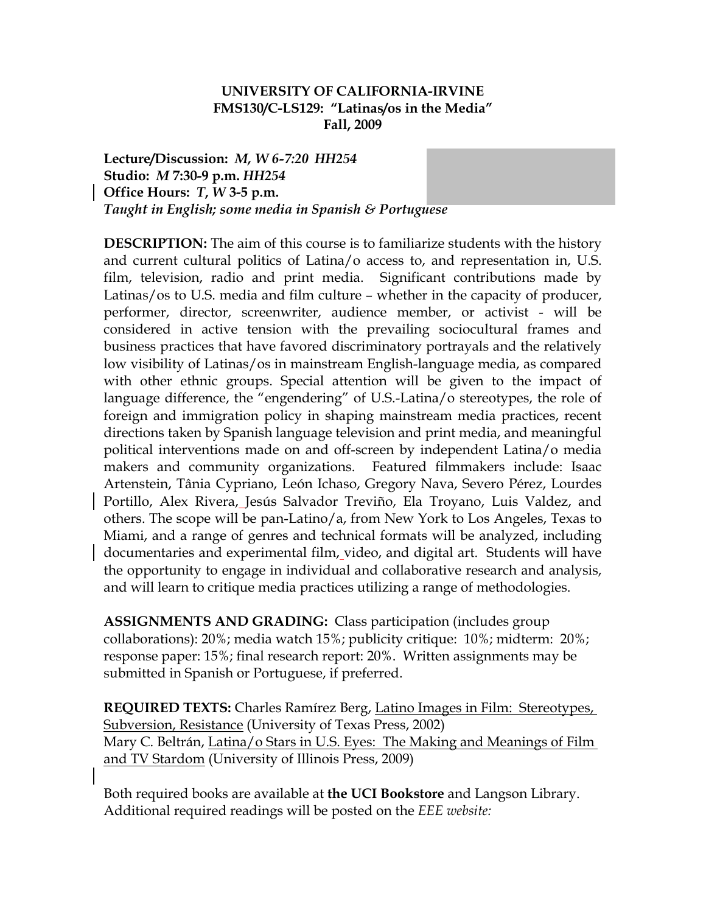**UNIVERSITY OF CALIFORNIA-IRVINE**
**FMS130/C-LS129: "Latinas/os in the Media"**
**Fall, 2009**

**Lecture/Discussion:** ***M, W 6-7:20 HH254***
**Studio:** ***M*** **7:30-9 p.m.** ***HH254***
**Office Hours:** ***T, W*** **3-5 p.m.**
***Taught in English; some media in Spanish & Portuguese***

**DESCRIPTION:** The aim of this course is to familiarize students with the history and current cultural politics of Latina/o access to, and representation in, U.S. film, television, radio and print media. Significant contributions made by Latinas/os to U.S. media and film culture – whether in the capacity of producer, performer, director, screenwriter, audience member, or activist - will be considered in active tension with the prevailing sociocultural frames and business practices that have favored discriminatory portrayals and the relatively low visibility of Latinas/os in mainstream English-language media, as compared with other ethnic groups. Special attention will be given to the impact of language difference, the "engendering" of U.S.-Latina/o stereotypes, the role of foreign and immigration policy in shaping mainstream media practices, recent directions taken by Spanish language television and print media, and meaningful political interventions made on and off-screen by independent Latina/o media makers and community organizations. Featured filmmakers include: Isaac Artenstein, Tânia Cypriano, León Ichaso, Gregory Nava, Severo Pérez, Lourdes Portillo, Alex Rivera, Jesús Salvador Treviño, Ela Troyano, Luis Valdez, and others. The scope will be pan-Latino/a, from New York to Los Angeles, Texas to Miami, and a range of genres and technical formats will be analyzed, including documentaries and experimental film, video, and digital art. Students will have the opportunity to engage in individual and collaborative research and analysis, and will learn to critique media practices utilizing a range of methodologies.

**ASSIGNMENTS AND GRADING:** Class participation (includes group collaborations): 20%; media watch 15%; publicity critique: 10%; midterm: 20%; response paper: 15%; final research report: 20%. Written assignments may be submitted in Spanish or Portuguese, if preferred.

**REQUIRED TEXTS:** Charles Ramírez Berg, Latino Images in Film: Stereotypes, Subversion, Resistance (University of Texas Press, 2002)
Mary C. Beltrán, Latina/o Stars in U.S. Eyes: The Making and Meanings of Film and TV Stardom (University of Illinois Press, 2009)

Both required books are available at **the UCI Bookstore** and Langson Library. Additional required readings will be posted on the *EEE website:*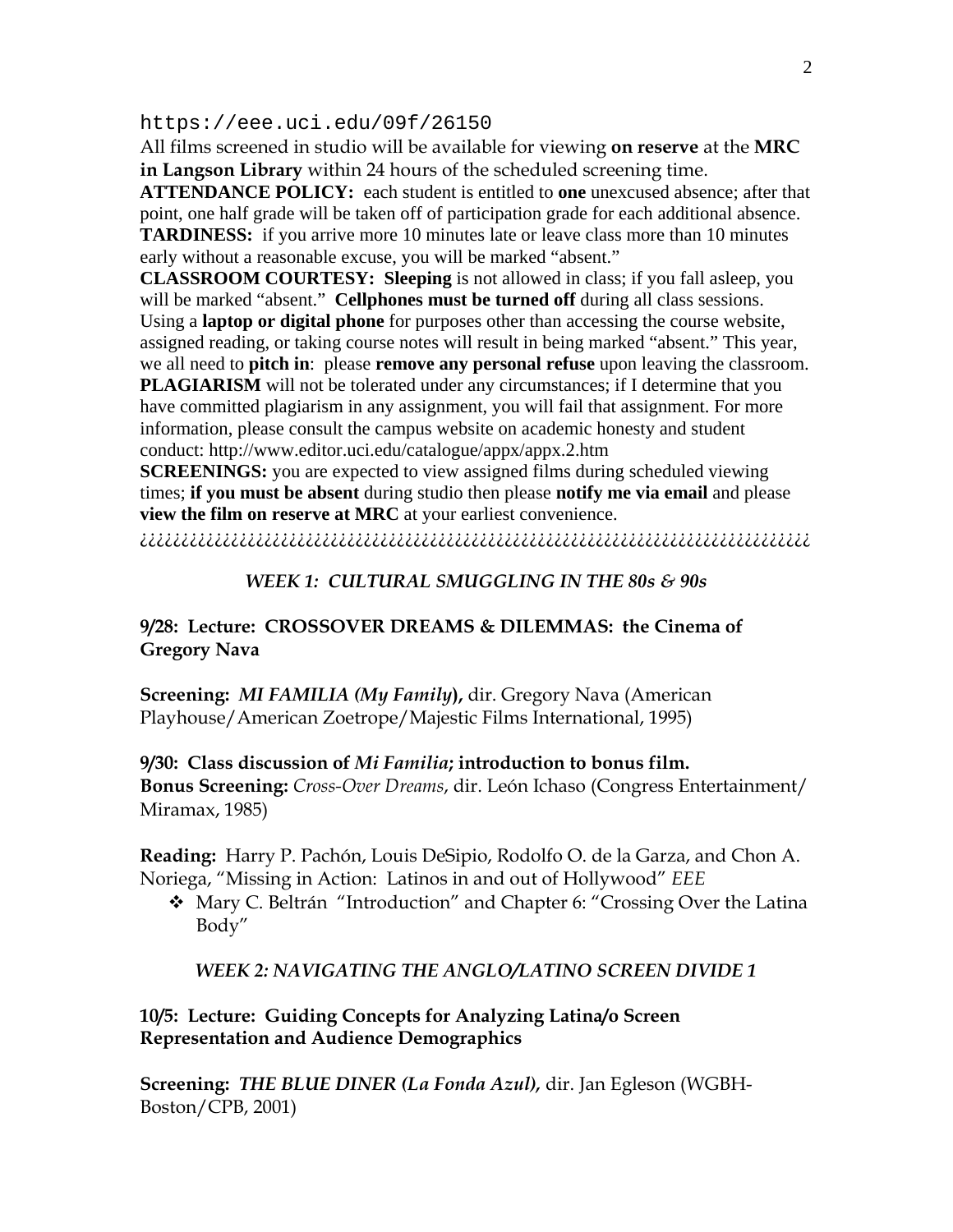https://eee.uci.edu/09f/26150

All films screened in studio will be available for viewing **on reserve** at the **MRC in Langson Library** within 24 hours of the scheduled screening time.

**ATTENDANCE POLICY:** each student is entitled to **one** unexcused absence; after that point, one half grade will be taken off of participation grade for each additional absence.

**TARDINESS:** if you arrive more 10 minutes late or leave class more than 10 minutes early without a reasonable excuse, you will be marked "absent."

**CLASSROOM COURTESY:** **Sleeping** is not allowed in class; if you fall asleep, you will be marked "absent." **Cellphones must be turned off** during all class sessions. Using a **laptop or digital phone** for purposes other than accessing the course website, assigned reading, or taking course notes will result in being marked "absent." This year, we all need to **pitch in**: please **remove any personal refuse** upon leaving the classroom.

**PLAGIARISM** will not be tolerated under any circumstances; if I determine that you have committed plagiarism in any assignment, you will fail that assignment. For more information, please consult the campus website on academic honesty and student conduct: http://www.editor.uci.edu/catalogue/appx/appx.2.htm

**SCREENINGS:** you are expected to view assigned films during scheduled viewing times; **if you must be absent** during studio then please **notify me via email** and please **view the film on reserve at MRC** at your earliest convenience.

¿¿¿¿¿¿¿¿¿¿¿¿¿¿¿¿¿¿¿¿¿¿¿¿¿¿¿¿¿¿¿¿¿¿¿¿¿¿¿¿¿¿¿¿¿¿¿¿¿¿¿¿¿¿¿¿¿¿¿¿¿¿¿¿¿¿¿¿¿¿¿¿¿¿¿¿¿¿¿¿

### *WEEK 1: CULTURAL SMUGGLING IN THE 80s & 90s*

**9/28: Lecture: CROSSOVER DREAMS & DILEMMAS: the Cinema of Gregory Nava**

**Screening:** ***MI FAMILIA (My Family)*****,** dir. Gregory Nava (American Playhouse/American Zoetrope/Majestic Films International, 1995)

**9/30: Class discussion of** ***Mi Familia*****; introduction to bonus film.**
**Bonus Screening:** *Cross-Over Dreams*, dir. León Ichaso (Congress Entertainment/ Miramax, 1985)

**Reading:** Harry P. Pachón, Louis DeSipio, Rodolfo O. de la Garza, and Chon A. Noriega, "Missing in Action: Latinos in and out of Hollywood" *EEE*

- Mary C. Beltrán "Introduction" and Chapter 6: "Crossing Over the Latina Body"

### *WEEK 2: NAVIGATING THE ANGLO/LATINO SCREEN DIVIDE 1*

**10/5: Lecture: Guiding Concepts for Analyzing Latina/o Screen Representation and Audience Demographics**

**Screening:** ***THE BLUE DINER (La Fonda Azul)*****,** dir. Jan Egleson (WGBH-Boston/CPB, 2001)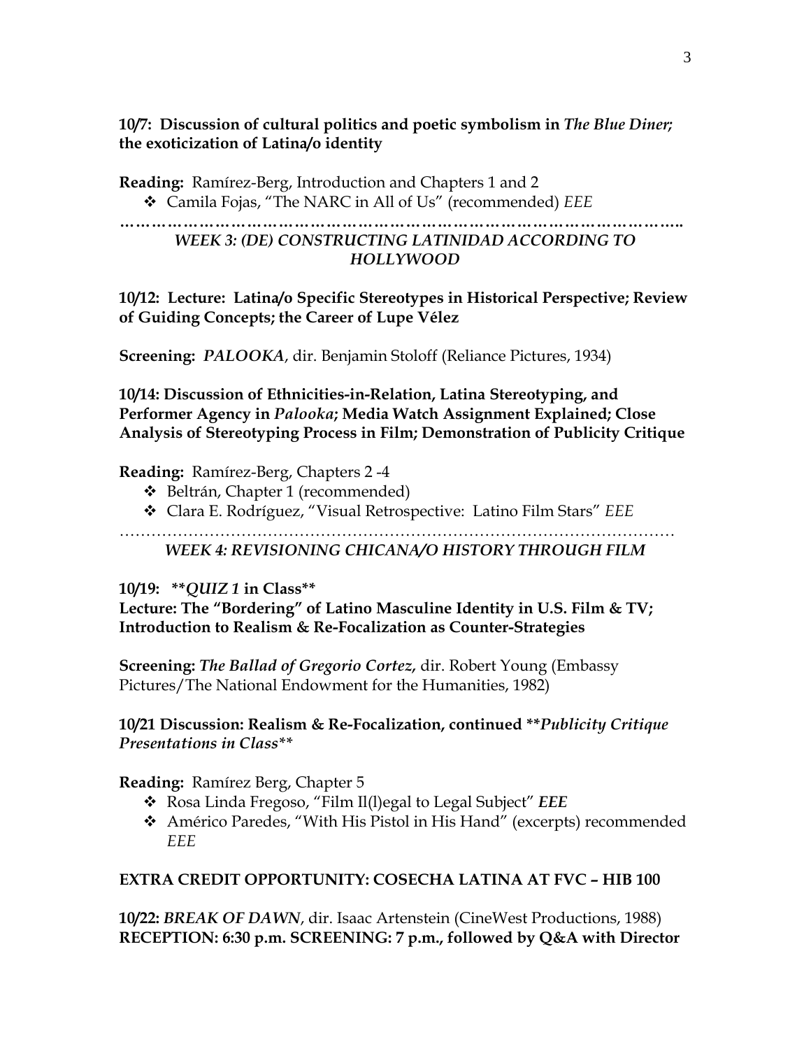**10/7: Discussion of cultural politics and poetic symbolism in *The Blue Diner*; the exoticization of Latina/o identity**

**Reading:** Ramírez-Berg, Introduction and Chapters 1 and 2

- Camila Fojas, "The NARC in All of Us" (recommended) *EEE*

…………………………………………………………………………………………..

***WEEK 3: (DE) CONSTRUCTING LATINIDAD ACCORDING TO HOLLYWOOD***

**10/12: Lecture: Latina/o Specific Stereotypes in Historical Perspective; Review of Guiding Concepts; the Career of Lupe Vélez**

**Screening:** ***PALOOKA***, dir. Benjamin Stoloff (Reliance Pictures, 1934)

**10/14: Discussion of Ethnicities-in-Relation, Latina Stereotyping, and Performer Agency in *Palooka*; Media Watch Assignment Explained; Close Analysis of Stereotyping Process in Film; Demonstration of Publicity Critique**

**Reading:** Ramírez-Berg, Chapters 2 -4

- Beltrán, Chapter 1 (recommended)
- Clara E. Rodríguez, "Visual Retrospective: Latino Film Stars" *EEE*

…………………………………………………………………………………………

***WEEK 4: REVISIONING CHICANA/O HISTORY THROUGH FILM***

**10/19: \*\*_QUIZ 1_ in Class\*\***

**Lecture: The "Bordering" of Latino Masculine Identity in U.S. Film & TV; Introduction to Realism & Re-Focalization as Counter-Strategies**

**Screening:** ***The Ballad of Gregorio Cortez***, dir. Robert Young (Embassy Pictures/The National Endowment for the Humanities, 1982)

**10/21 Discussion: Realism & Re-Focalization, continued \*\*_Publicity Critique Presentations in Class_\*\***

**Reading:** Ramírez Berg, Chapter 5

- Rosa Linda Fregoso, "Film Il(l)egal to Legal Subject" ***EEE***
- Américo Paredes, "With His Pistol in His Hand" (excerpts) recommended *EEE*

**EXTRA CREDIT OPPORTUNITY: COSECHA LATINA AT FVC – HIB 100**

**10/22:** ***BREAK OF DAWN***, dir. Isaac Artenstein (CineWest Productions, 1988)
**RECEPTION: 6:30 p.m. SCREENING: 7 p.m., followed by Q&A with Director**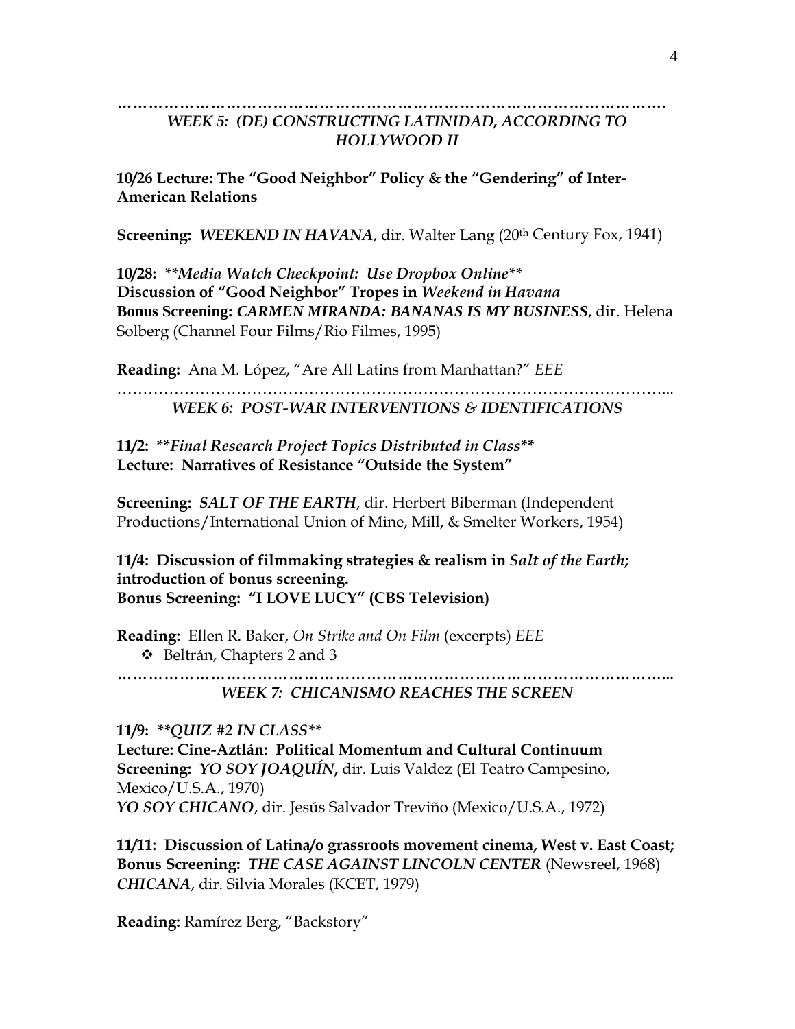…………………………………………………………………………………………….

## *WEEK 5: (DE) CONSTRUCTING LATINIDAD, ACCORDING TO HOLLYWOOD II*

**10/26 Lecture: The "Good Neighbor" Policy & the "Gendering" of Inter-American Relations**

**Screening:** ***WEEKEND IN HAVANA***, dir. Walter Lang (20th Century Fox, 1941)

**10/28:** ***\*\*Media Watch Checkpoint: Use Dropbox Online\*\****
**Discussion of "Good Neighbor" Tropes in *Weekend in Havana***
**Bonus Screening: *CARMEN MIRANDA: BANANAS IS MY BUSINESS***, dir. Helena Solberg (Channel Four Films/Rio Filmes, 1995)

**Reading:** Ana M. López, "Are All Latins from Manhattan?" *EEE*

…………………………………………………………………………………………...

## *WEEK 6: POST-WAR INTERVENTIONS & IDENTIFICATIONS*

**11/2:** ***\*\*Final Research Project Topics Distributed in Class\*\****
**Lecture: Narratives of Resistance "Outside the System"**

**Screening:** ***SALT OF THE EARTH***, dir. Herbert Biberman (Independent Productions/International Union of Mine, Mill, & Smelter Workers, 1954)

**11/4: Discussion of filmmaking strategies & realism in *Salt of the Earth*; introduction of bonus screening.**
**Bonus Screening: "I LOVE LUCY" (CBS Television)**

**Reading:** Ellen R. Baker, *On Strike and On Film* (excerpts) *EEE*

- Beltrán, Chapters 2 and 3

…………………………………………………………………………………………...

## *WEEK 7: CHICANISMO REACHES THE SCREEN*

**11/9:** ***\*\*QUIZ #2 IN CLASS\*\****
**Lecture: Cine-Aztlán: Political Momentum and Cultural Continuum**
**Screening:** ***YO SOY JOAQUÍN*,** dir. Luis Valdez (El Teatro Campesino, Mexico/U.S.A., 1970)
***YO SOY CHICANO***, dir. Jesús Salvador Treviño (Mexico/U.S.A., 1972)

**11/11: Discussion of Latina/o grassroots movement cinema, West v. East Coast;**
**Bonus Screening:** ***THE CASE AGAINST LINCOLN CENTER*** (Newsreel, 1968)
***CHICANA***, dir. Silvia Morales (KCET, 1979)

**Reading:** Ramírez Berg, "Backstory"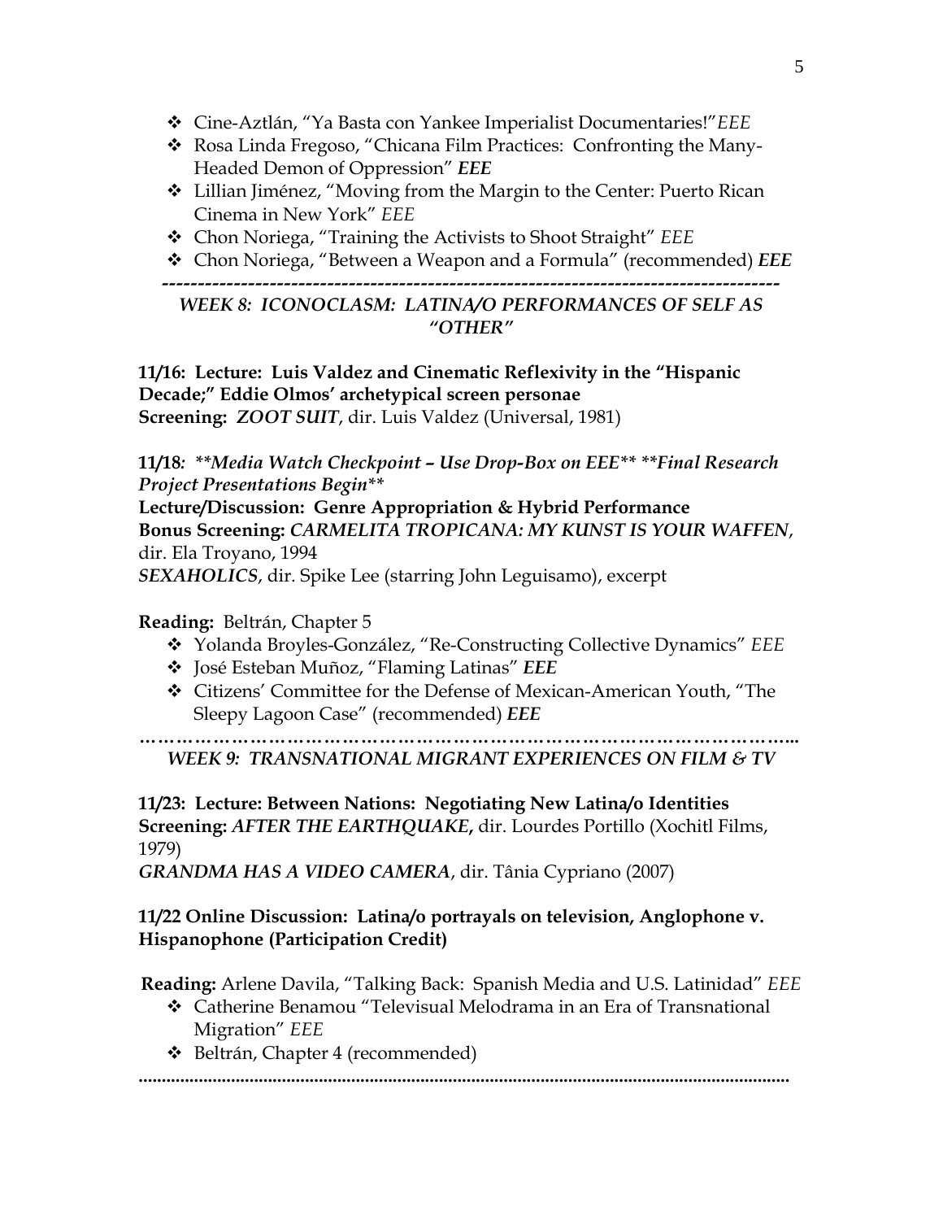- Cine-Aztlán, "Ya Basta con Yankee Imperialist Documentaries!"*EEE*
- Rosa Linda Fregoso, "Chicana Film Practices: Confronting the Many-Headed Demon of Oppression" ***EEE***
- Lillian Jiménez, "Moving from the Margin to the Center: Puerto Rican Cinema in New York" *EEE*
- Chon Noriega, "Training the Activists to Shoot Straight" *EEE*
- Chon Noriega, "Between a Weapon and a Formula" (recommended) ***EEE***

---

### *WEEK 8: ICONOCLASM: LATINA/O PERFORMANCES OF SELF AS "OTHER"*

**11/16: Lecture: Luis Valdez and Cinematic Reflexivity in the "Hispanic Decade;" Eddie Olmos' archetypical screen personae**
**Screening: *ZOOT SUIT***, dir. Luis Valdez (Universal, 1981)

**11/18***: \*\*Media Watch Checkpoint – Use Drop-Box on EEE\*\* \*\*Final Research Project Presentations Begin\*\**
**Lecture/Discussion: Genre Appropriation & Hybrid Performance**
**Bonus Screening:** ***CARMELITA TROPICANA: MY KUNST IS YOUR WAFFEN***, dir. Ela Troyano, 1994
***SEXAHOLICS***, dir. Spike Lee (starring John Leguisamo), excerpt

**Reading:** Beltrán, Chapter 5

- Yolanda Broyles-González, "Re-Constructing Collective Dynamics" *EEE*
- José Esteban Muñoz, "Flaming Latinas" ***EEE***
- Citizens' Committee for the Defense of Mexican-American Youth, "The Sleepy Lagoon Case" (recommended) ***EEE***

…………………………………………………………………………………………..

### *WEEK 9: TRANSNATIONAL MIGRANT EXPERIENCES ON FILM & TV*

**11/23: Lecture: Between Nations: Negotiating New Latina/o Identities**
**Screening: *AFTER THE EARTHQUAKE*,** dir. Lourdes Portillo (Xochitl Films, 1979)
***GRANDMA HAS A VIDEO CAMERA***, dir. Tânia Cypriano (2007)

**11/22 Online Discussion: Latina/o portrayals on television, Anglophone v. Hispanophone (Participation Credit)**

**Reading:** Arlene Davila, "Talking Back: Spanish Media and U.S. Latinidad" *EEE*

- Catherine Benamou "Televisual Melodrama in an Era of Transnational Migration" *EEE*
- Beltrán, Chapter 4 (recommended)

........................................................................................................................................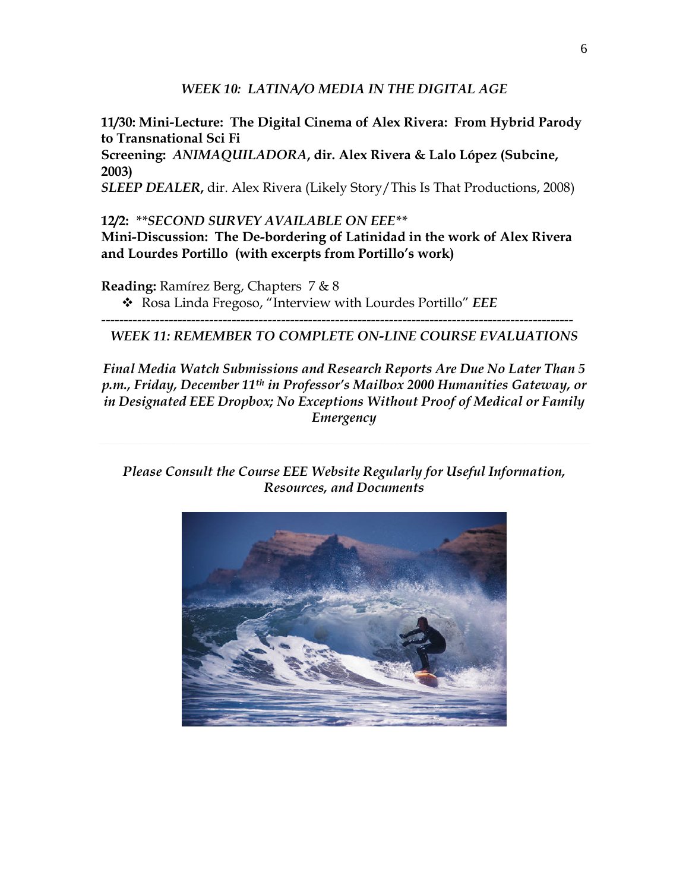### *WEEK 10: LATINA/O MEDIA IN THE DIGITAL AGE*

**11/30: Mini-Lecture: The Digital Cinema of Alex Rivera: From Hybrid Parody to Transnational Sci Fi**
**Screening: *ANIMAQUILADORA*, dir. Alex Rivera & Lalo López (Subcine, 2003)**
***SLEEP DEALER*,** dir. Alex Rivera (Likely Story/This Is That Productions, 2008)

**12/2: *\*\*SECOND SURVEY AVAILABLE ON EEE\*\****
**Mini-Discussion: The De-bordering of Latinidad in the work of Alex Rivera and Lourdes Portillo (with excerpts from Portillo's work)**

**Reading:** Ramírez Berg, Chapters 7 & 8

- Rosa Linda Fregoso, "Interview with Lourdes Portillo" ***EEE***

---

***WEEK 11: REMEMBER TO COMPLETE ON-LINE COURSE EVALUATIONS***

***Final Media Watch Submissions and Research Reports Are Due No Later Than 5 p.m., Friday, December 11th in Professor's Mailbox 2000 Humanities Gateway, or in Designated EEE Dropbox; No Exceptions Without Proof of Medical or Family Emergency***

***Please Consult the Course EEE Website Regularly for Useful Information, Resources, and Documents***